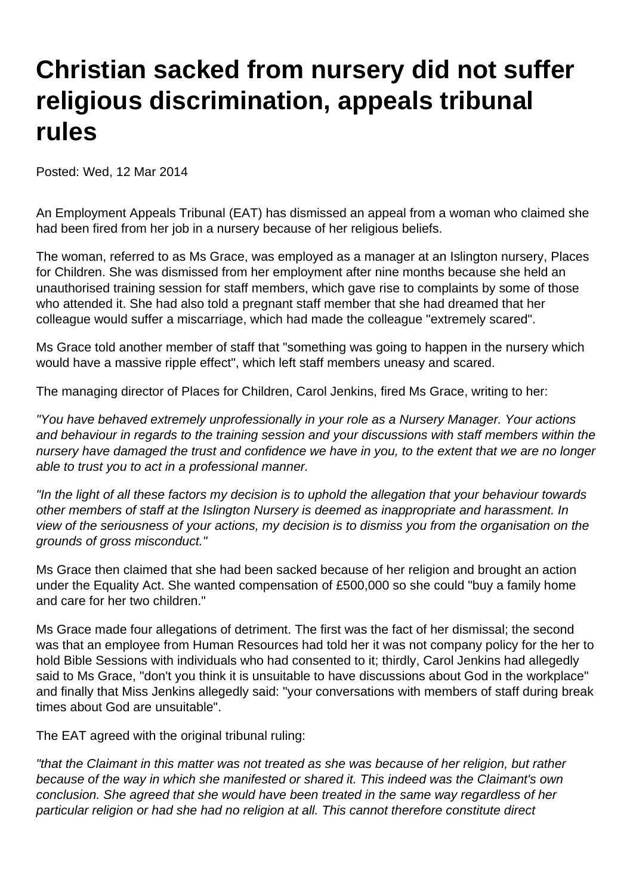# Christian sacked from nursery did not suffer religious discrimination, appeals tribunal rules

Posted: Wed, 12 Mar 2014

An Employment Appeals Tribunal (EAT) has dismissed an appeal from a woman who claimed she had been fired from her job in a nursery because of her religious beliefs.

The woman, referred to as Ms Grace, was employed as a manager at an Islington nursery, Places for Children. She was dismissed from her employment after nine months because she held an unauthorised training session for staff members, which gave rise to complaints by some of those who attended it. She had also told a pregnant staff member that she had dreamed that her colleague would suffer a miscarriage, which had made the colleague "extremely scared".

Ms Grace told another member of staff that "something was going to happen in the nursery which would have a massive ripple effect", which left staff members uneasy and scared.

The managing director of Places for Children, Carol Jenkins, fired Ms Grace, writing to her:

*"You have behaved extremely unprofessionally in your role as a Nursery Manager. Your actions and behaviour in regards to the training session and your discussions with staff members within the nursery have damaged the trust and confidence we have in you, to the extent that we are no longer able to trust you to act in a professional manner.*

*"In the light of all these factors my decision is to uphold the allegation that your behaviour towards other members of staff at the Islington Nursery is deemed as inappropriate and harassment. In view of the seriousness of your actions, my decision is to dismiss you from the organisation on the grounds of gross misconduct."*

Ms Grace then claimed that she had been sacked because of her religion and brought an action under the Equality Act. She wanted compensation of £500,000 so she could "buy a family home and care for her two children."

Ms Grace made four allegations of detriment. The first was the fact of her dismissal; the second was that an employee from Human Resources had told her it was not company policy for the her to hold Bible Sessions with individuals who had consented to it; thirdly, Carol Jenkins had allegedly said to Ms Grace, "don't you think it is unsuitable to have discussions about God in the workplace" and finally that Miss Jenkins allegedly said: "your conversations with members of staff during break times about God are unsuitable".

The EAT agreed with the original tribunal ruling:

*"that the Claimant in this matter was not treated as she was because of her religion, but rather because of the way in which she manifested or shared it. This indeed was the Claimant's own conclusion. She agreed that she would have been treated in the same way regardless of her particular religion or had she had no religion at all. This cannot therefore constitute direct*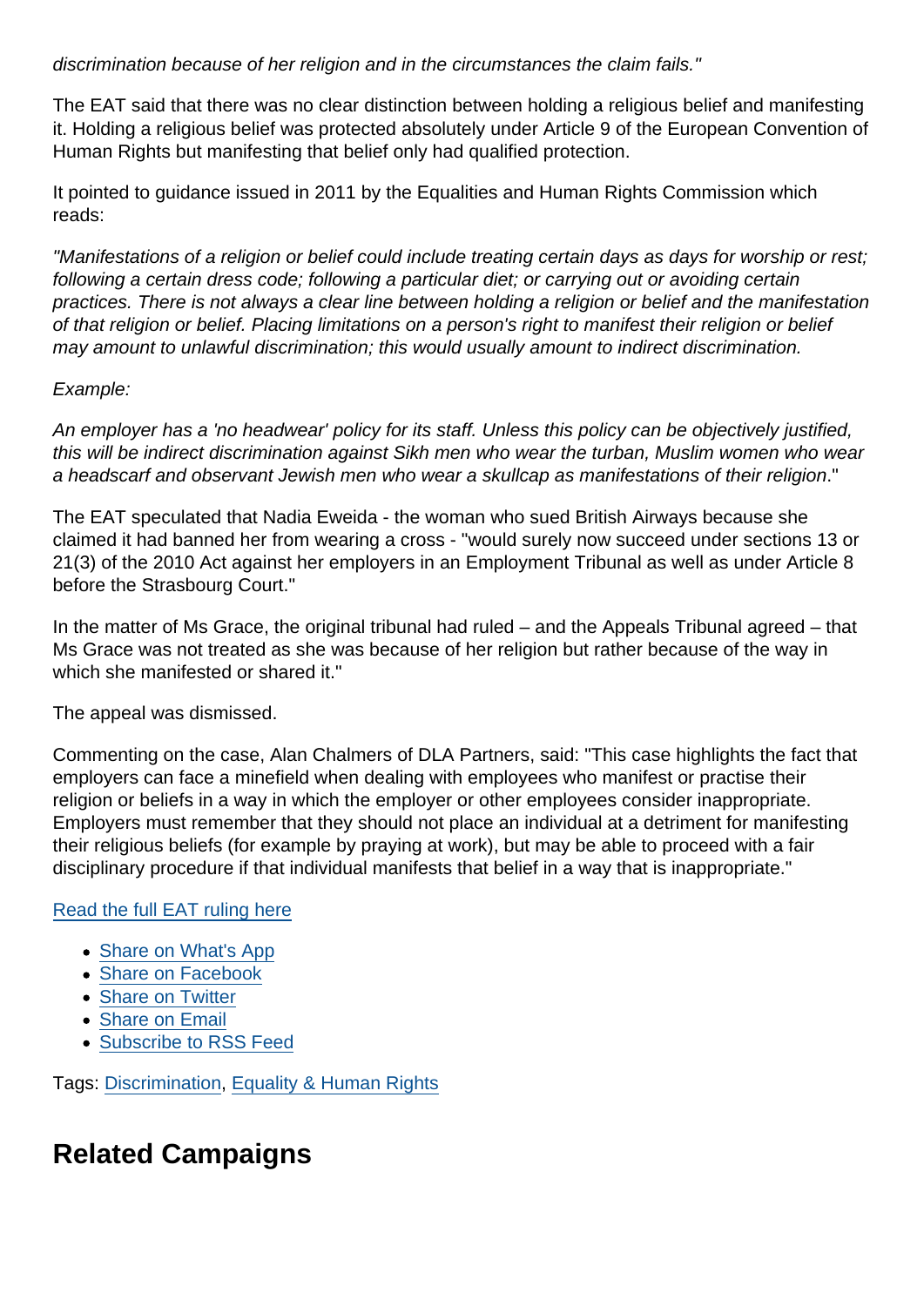*discrimination because of her religion and in the circumstances the claim fails."*

The EAT said that there was no clear distinction between holding a religious belief and manifesting it. Holding a religious belief was protected absolutely under Article 9 of the European Convention of Human Rights but manifesting that belief only had qualified protection.

It pointed to guidance issued in 2011 by the Equalities and Human Rights Commission which reads:

*"Manifestations of a religion or belief could include treating certain days as days for worship or rest; following a certain dress code; following a particular diet; or carrying out or avoiding certain practices. There is not always a clear line between holding a religion or belief and the manifestation of that religion or belief. Placing limitations on a person's right to manifest their religion or belief may amount to unlawful discrimination; this would usually amount to indirect discrimination.*

*Example:*

*An employer has a 'no headwear' policy for its staff. Unless this policy can be objectively justified, this will be indirect discrimination against Sikh men who wear the turban, Muslim women who wear a headscarf and observant Jewish men who wear a skullcap as manifestations of their religion*."

The EAT speculated that Nadia Eweida - the woman who sued British Airways because she claimed it had banned her from wearing a cross - "would surely now succeed under sections 13 or 21(3) of the 2010 Act against her employers in an Employment Tribunal as well as under Article 8 before the Strasbourg Court."

In the matter of Ms Grace, the original tribunal had ruled – and the Appeals Tribunal agreed – that Ms Grace was not treated as she was because of her religion but rather because of the way in which she manifested or shared it."

The appeal was dismissed.

Commenting on the case, Alan Chalmers of DLA Partners, said: "This case highlights the fact that employers can face a minefield when dealing with employees who manifest or practise their religion or beliefs in a way in which the employer or other employees consider inappropriate. Employers must remember that they should not place an individual at a detriment for manifesting their religious beliefs (for example by praying at work), but may be able to proceed with a fair disciplinary procedure if that individual manifests that belief in a way that is inappropriate."

Read the full EAT ruling here

- Share on What's App
- Share on Facebook
- Share on Twitter
- Share on Email
- Subscribe to RSS Feed

Tags: Discrimination, Equality & Human Rights

## Related Campaigns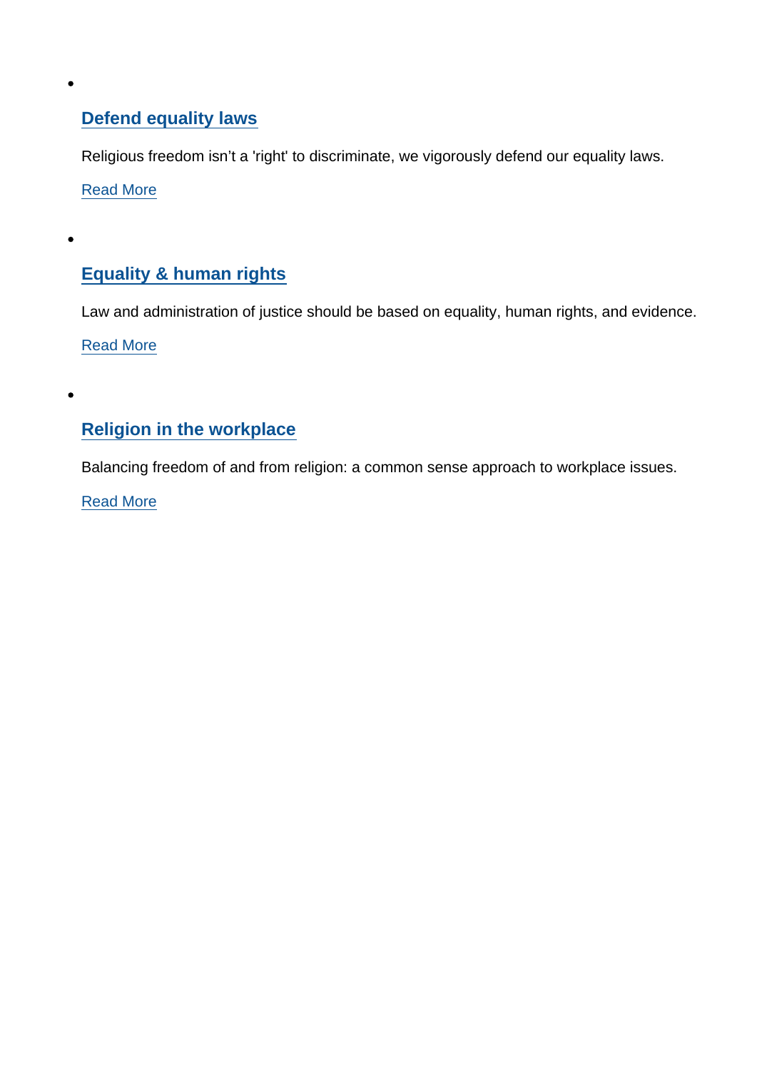- ### Defend equality laws

  Religious freedom isn't a 'right' to discriminate, we vigorously defend our equality laws.

  Read More

- ### Equality & human rights

  Law and administration of justice should be based on equality, human rights, and evidence.

  Read More

- ### Religion in the workplace

  Balancing freedom of and from religion: a common sense approach to workplace issues.

  Read More